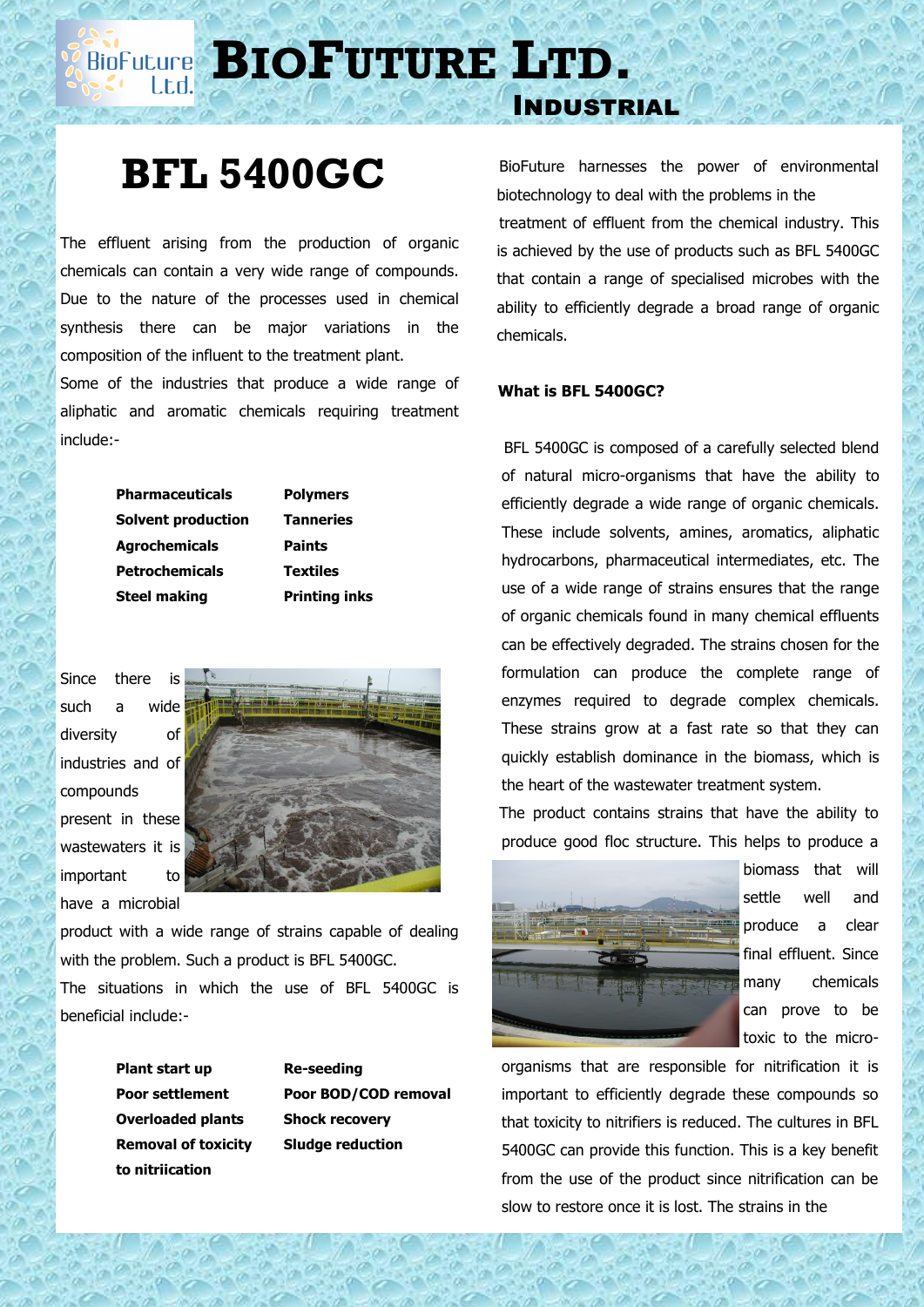# BioFuture Ltd.

## Industrial

# BFL 5400GC

The effluent arising from the production of organic chemicals can contain a very wide range of compounds. Due to the nature of the processes used in chemical synthesis there can be major variations in the composition of the influent to the treatment plant.

Some of the industries that produce a wide range of aliphatic and aromatic chemicals requiring treatment include:-

| | |
|---|---|
| **Pharmaceuticals** | **Polymers** |
| **Solvent production** | **Tanneries** |
| **Agrochemicals** | **Paints** |
| **Petrochemicals** | **Textiles** |
| **Steel making** | **Printing inks** |

Since there is such a wide diversity of industries and of compounds present in these wastewaters it is important to have a microbial product with a wide range of strains capable of dealing with the problem. Such a product is BFL 5400GC.

The situations in which the use of BFL 5400GC is beneficial include:-

| | |
|---|---|
| **Plant start up** | **Re-seeding** |
| **Poor settlement** | **Poor BOD/COD removal** |
| **Overloaded plants** | **Shock recovery** |
| **Removal of toxicity to nitriication** | **Sludge reduction** |

BioFuture harnesses the power of environmental biotechnology to deal with the problems in the treatment of effluent from the chemical industry. This is achieved by the use of products such as BFL 5400GC that contain a range of specialised microbes with the ability to efficiently degrade a broad range of organic chemicals.

**What is BFL 5400GC?**

BFL 5400GC is composed of a carefully selected blend of natural micro-organisms that have the ability to efficiently degrade a wide range of organic chemicals. These include solvents, amines, aromatics, aliphatic hydrocarbons, pharmaceutical intermediates, etc. The use of a wide range of strains ensures that the range of organic chemicals found in many chemical effluents can be effectively degraded. The strains chosen for the formulation can produce the complete range of enzymes required to degrade complex chemicals. These strains grow at a fast rate so that they can quickly establish dominance in the biomass, which is the heart of the wastewater treatment system.

The product contains strains that have the ability to produce good floc structure. This helps to produce a biomass that will settle well and produce a clear final effluent. Since many chemicals can prove to be toxic to the micro-organisms that are responsible for nitrification it is important to efficiently degrade these compounds so that toxicity to nitrifiers is reduced. The cultures in BFL 5400GC can provide this function. This is a key benefit from the use of the product since nitrification can be slow to restore once it is lost. The strains in the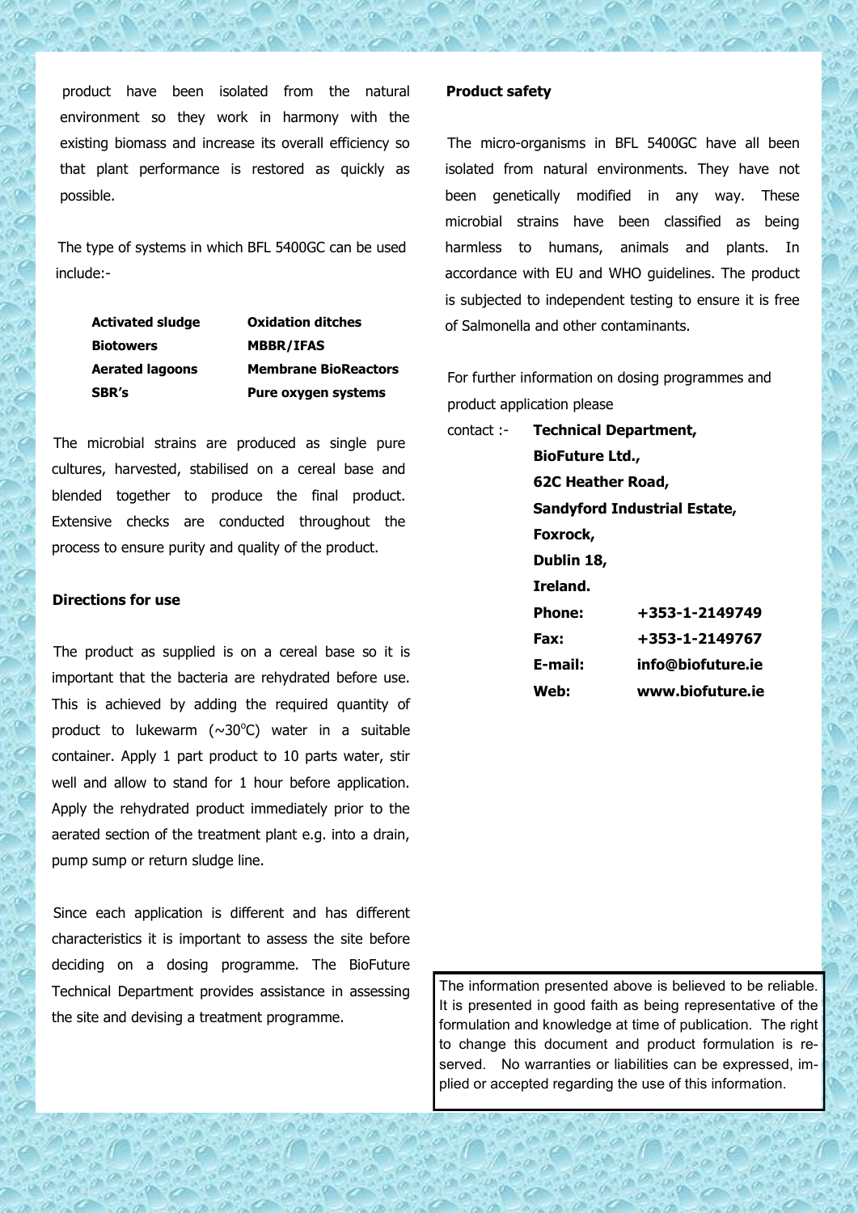product have been isolated from the natural environment so they work in harmony with the existing biomass and increase its overall efficiency so that plant performance is restored as quickly as possible.

The type of systems in which BFL 5400GC can be used include:-

| | |
|---|---|
| **Activated sludge** | **Oxidation ditches** |
| **Biotowers** | **MBBR/IFAS** |
| **Aerated lagoons** | **Membrane BioReactors** |
| **SBR's** | **Pure oxygen systems** |

The microbial strains are produced as single pure cultures, harvested, stabilised on a cereal base and blended together to produce the final product. Extensive checks are conducted throughout the process to ensure purity and quality of the product.

**Directions for use**

The product as supplied is on a cereal base so it is important that the bacteria are rehydrated before use. This is achieved by adding the required quantity of product to lukewarm (~30°C) water in a suitable container. Apply 1 part product to 10 parts water, stir well and allow to stand for 1 hour before application. Apply the rehydrated product immediately prior to the aerated section of the treatment plant e.g. into a drain, pump sump or return sludge line.

Since each application is different and has different characteristics it is important to assess the site before deciding on a dosing programme. The BioFuture Technical Department provides assistance in assessing the site and devising a treatment programme.

**Product safety**

The micro-organisms in BFL 5400GC have all been isolated from natural environments. They have not been genetically modified in any way. These microbial strains have been classified as being harmless to humans, animals and plants. In accordance with EU and WHO guidelines. The product is subjected to independent testing to ensure it is free of Salmonella and other contaminants.

For further information on dosing programmes and product application please

contact :- **Technical Department,**
**BioFuture Ltd.,**
**62C Heather Road,**
**Sandyford Industrial Estate,**
**Foxrock,**
**Dublin 18,**
**Ireland.**

| | |
|---|---|
| **Phone:** | **+353-1-2149749** |
| **Fax:** | **+353-1-2149767** |
| **E-mail:** | **info@biofuture.ie** |
| **Web:** | **www.biofuture.ie** |

The information presented above is believed to be reliable. It is presented in good faith as being representative of the formulation and knowledge at time of publication. The right to change this document and product formulation is reserved. No warranties or liabilities can be expressed, implied or accepted regarding the use of this information.